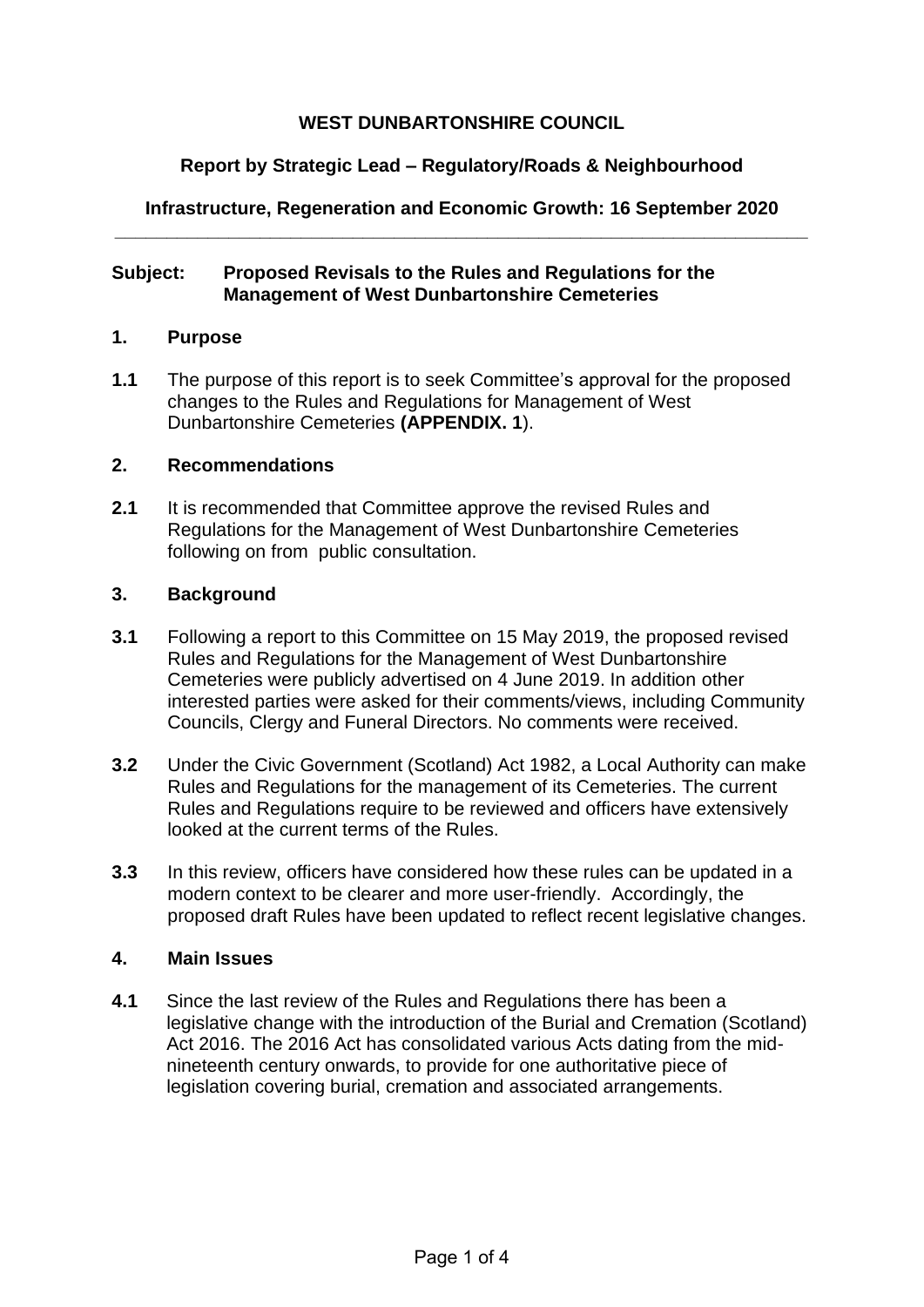**WEST DUNBARTONSHIRE COUNCIL**

**Report by Strategic Lead – Regulatory/Roads & Neighbourhood**

**Infrastructure, Regeneration and Economic Growth: 16 September 2020**

---

**Subject: Proposed Revisals to the Rules and Regulations for the Management of West Dunbartonshire Cemeteries**

## 1. Purpose

**1.1** The purpose of this report is to seek Committee's approval for the proposed changes to the Rules and Regulations for Management of West Dunbartonshire Cemeteries **(APPENDIX. 1**).

## 2. Recommendations

**2.1** It is recommended that Committee approve the revised Rules and Regulations for the Management of West Dunbartonshire Cemeteries following on from public consultation.

## 3. Background

**3.1** Following a report to this Committee on 15 May 2019, the proposed revised Rules and Regulations for the Management of West Dunbartonshire Cemeteries were publicly advertised on 4 June 2019. In addition other interested parties were asked for their comments/views, including Community Councils, Clergy and Funeral Directors. No comments were received.

**3.2** Under the Civic Government (Scotland) Act 1982, a Local Authority can make Rules and Regulations for the management of its Cemeteries. The current Rules and Regulations require to be reviewed and officers have extensively looked at the current terms of the Rules.

**3.3** In this review, officers have considered how these rules can be updated in a modern context to be clearer and more user-friendly. Accordingly, the proposed draft Rules have been updated to reflect recent legislative changes.

## 4. Main Issues

**4.1** Since the last review of the Rules and Regulations there has been a legislative change with the introduction of the Burial and Cremation (Scotland) Act 2016. The 2016 Act has consolidated various Acts dating from the mid-nineteenth century onwards, to provide for one authoritative piece of legislation covering burial, cremation and associated arrangements.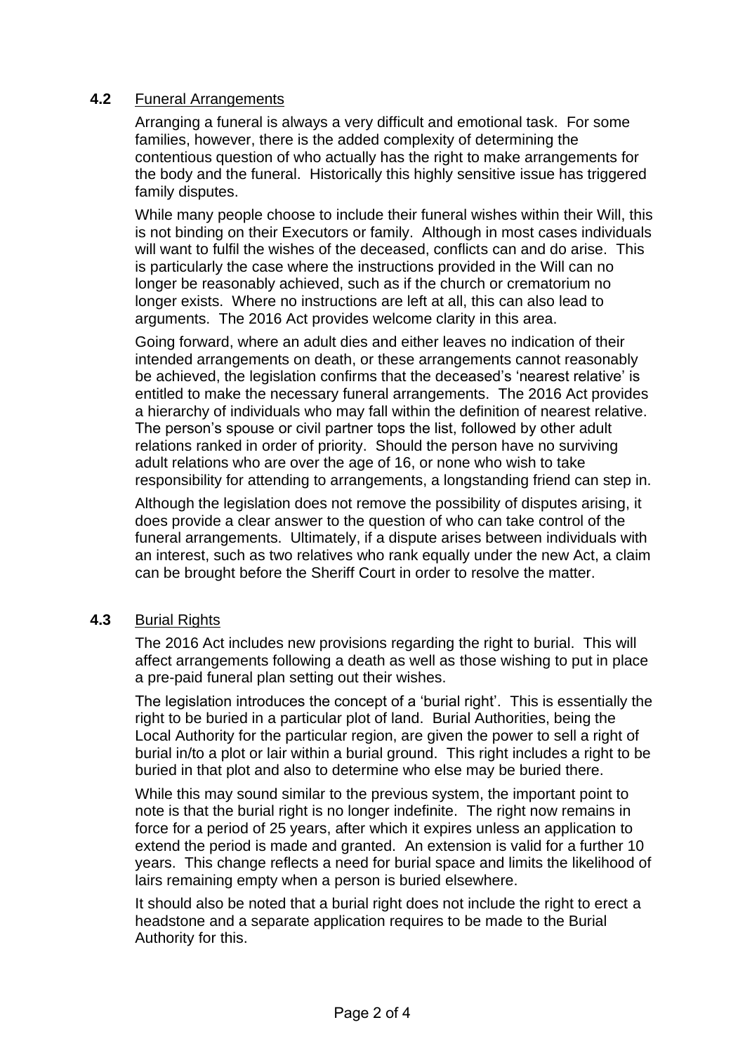### 4.2 Funeral Arrangements

Arranging a funeral is always a very difficult and emotional task. For some families, however, there is the added complexity of determining the contentious question of who actually has the right to make arrangements for the body and the funeral. Historically this highly sensitive issue has triggered family disputes.

While many people choose to include their funeral wishes within their Will, this is not binding on their Executors or family. Although in most cases individuals will want to fulfil the wishes of the deceased, conflicts can and do arise. This is particularly the case where the instructions provided in the Will can no longer be reasonably achieved, such as if the church or crematorium no longer exists. Where no instructions are left at all, this can also lead to arguments. The 2016 Act provides welcome clarity in this area.

Going forward, where an adult dies and either leaves no indication of their intended arrangements on death, or these arrangements cannot reasonably be achieved, the legislation confirms that the deceased's 'nearest relative' is entitled to make the necessary funeral arrangements. The 2016 Act provides a hierarchy of individuals who may fall within the definition of nearest relative. The person's spouse or civil partner tops the list, followed by other adult relations ranked in order of priority. Should the person have no surviving adult relations who are over the age of 16, or none who wish to take responsibility for attending to arrangements, a longstanding friend can step in.

Although the legislation does not remove the possibility of disputes arising, it does provide a clear answer to the question of who can take control of the funeral arrangements. Ultimately, if a dispute arises between individuals with an interest, such as two relatives who rank equally under the new Act, a claim can be brought before the Sheriff Court in order to resolve the matter.

### 4.3 Burial Rights

The 2016 Act includes new provisions regarding the right to burial. This will affect arrangements following a death as well as those wishing to put in place a pre-paid funeral plan setting out their wishes.

The legislation introduces the concept of a 'burial right'. This is essentially the right to be buried in a particular plot of land. Burial Authorities, being the Local Authority for the particular region, are given the power to sell a right of burial in/to a plot or lair within a burial ground. This right includes a right to be buried in that plot and also to determine who else may be buried there.

While this may sound similar to the previous system, the important point to note is that the burial right is no longer indefinite. The right now remains in force for a period of 25 years, after which it expires unless an application to extend the period is made and granted. An extension is valid for a further 10 years. This change reflects a need for burial space and limits the likelihood of lairs remaining empty when a person is buried elsewhere.

It should also be noted that a burial right does not include the right to erect a headstone and a separate application requires to be made to the Burial Authority for this.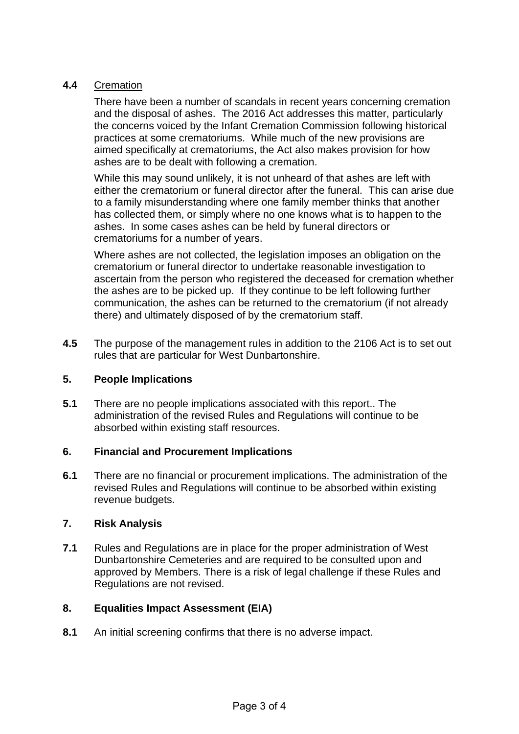**4.4** Cremation

There have been a number of scandals in recent years concerning cremation and the disposal of ashes. The 2016 Act addresses this matter, particularly the concerns voiced by the Infant Cremation Commission following historical practices at some crematoriums. While much of the new provisions are aimed specifically at crematoriums, the Act also makes provision for how ashes are to be dealt with following a cremation.

While this may sound unlikely, it is not unheard of that ashes are left with either the crematorium or funeral director after the funeral. This can arise due to a family misunderstanding where one family member thinks that another has collected them, or simply where no one knows what is to happen to the ashes. In some cases ashes can be held by funeral directors or crematoriums for a number of years.

Where ashes are not collected, the legislation imposes an obligation on the crematorium or funeral director to undertake reasonable investigation to ascertain from the person who registered the deceased for cremation whether the ashes are to be picked up. If they continue to be left following further communication, the ashes can be returned to the crematorium (if not already there) and ultimately disposed of by the crematorium staff.

**4.5** The purpose of the management rules in addition to the 2106 Act is to set out rules that are particular for West Dunbartonshire.

## 5. People Implications

**5.1** There are no people implications associated with this report.. The administration of the revised Rules and Regulations will continue to be absorbed within existing staff resources.

## 6. Financial and Procurement Implications

**6.1** There are no financial or procurement implications. The administration of the revised Rules and Regulations will continue to be absorbed within existing revenue budgets.

## 7. Risk Analysis

**7.1** Rules and Regulations are in place for the proper administration of West Dunbartonshire Cemeteries and are required to be consulted upon and approved by Members. There is a risk of legal challenge if these Rules and Regulations are not revised.

## 8. Equalities Impact Assessment (EIA)

**8.1** An initial screening confirms that there is no adverse impact.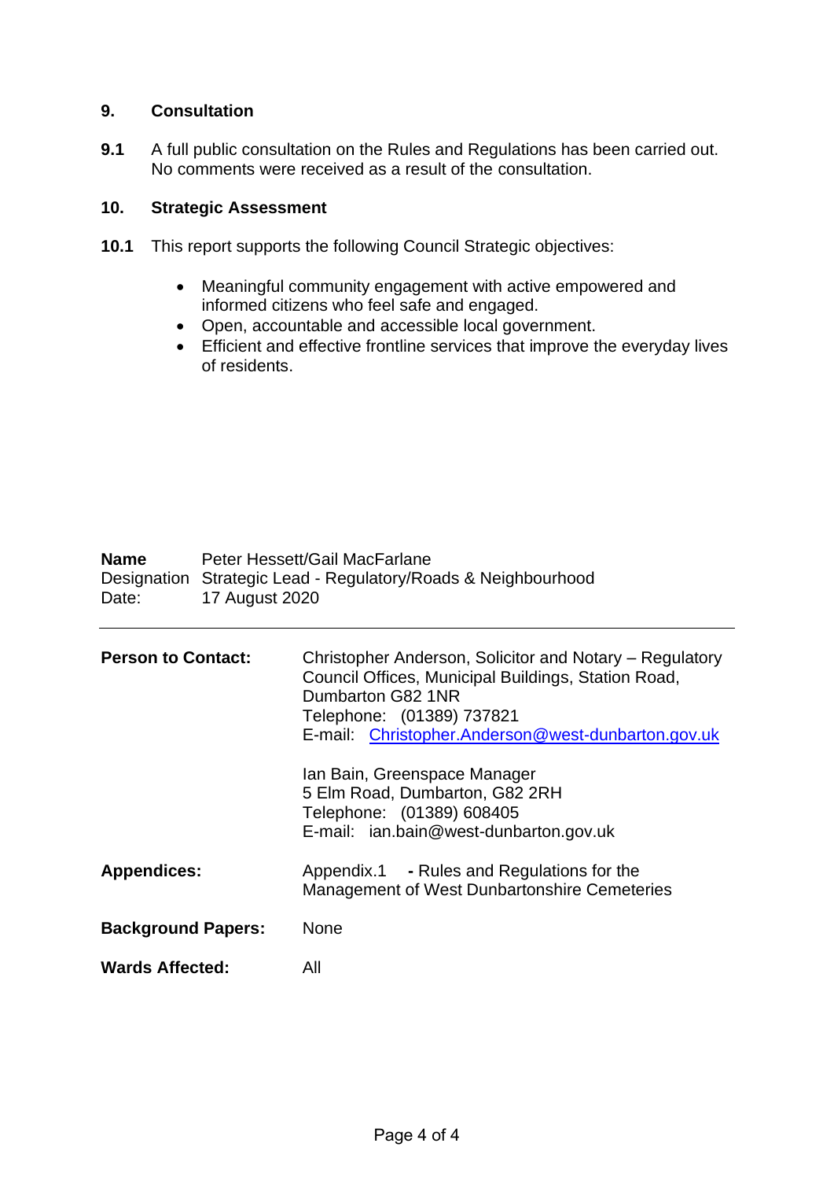## 9. Consultation

**9.1** A full public consultation on the Rules and Regulations has been carried out. No comments were received as a result of the consultation.

## 10. Strategic Assessment

**10.1** This report supports the following Council Strategic objectives:

- Meaningful community engagement with active empowered and informed citizens who feel safe and engaged.
- Open, accountable and accessible local government.
- Efficient and effective frontline services that improve the everyday lives of residents.

**Name** Peter Hessett/Gail MacFarlane
Designation Strategic Lead - Regulatory/Roads & Neighbourhood
Date: 17 August 2020

---

**Person to Contact:** Christopher Anderson, Solicitor and Notary – Regulatory
Council Offices, Municipal Buildings, Station Road, Dumbarton G82 1NR
Telephone: (01389) 737821
E-mail: Christopher.Anderson@west-dunbarton.gov.uk

Ian Bain, Greenspace Manager
5 Elm Road, Dumbarton, G82 2RH
Telephone: (01389) 608405
E-mail: ian.bain@west-dunbarton.gov.uk

**Appendices:** Appendix.1 **-** Rules and Regulations for the Management of West Dunbartonshire Cemeteries

**Background Papers:** None

**Wards Affected:** All